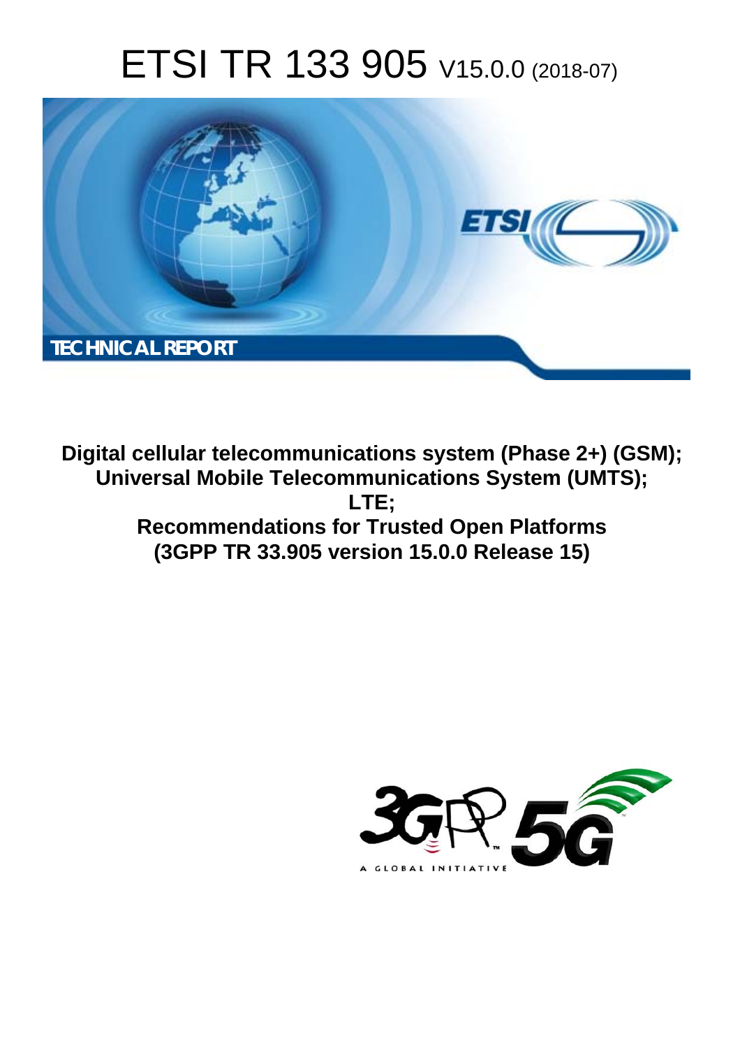# ETSI TR 133 905 V15.0.0 (2018-07)

TECHNICAL REPORT

**Digital cellular telecommunications system (Phase 2+) (GSM); Universal Mobile Telecommunications System (UMTS); LTE; Recommendations for Trusted Open Platforms (3GPP TR 33.905 version 15.0.0 Release 15)**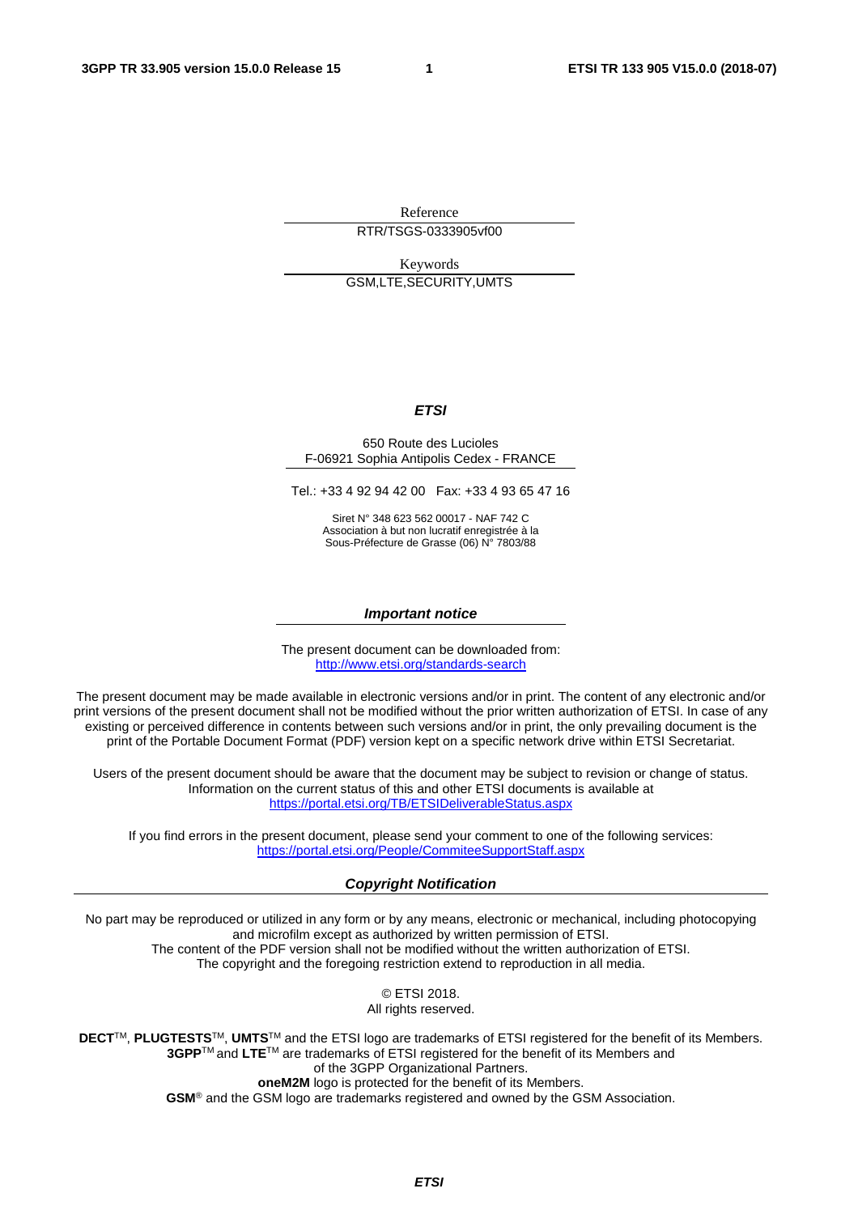Reference

RTR/TSGS-0333905vf00

Keywords

GSM,LTE,SECURITY,UMTS

***ETSI***

650 Route des Lucioles
F-06921 Sophia Antipolis Cedex - FRANCE

Tel.: +33 4 92 94 42 00   Fax: +33 4 93 65 47 16

Siret N° 348 623 562 00017 - NAF 742 C
Association à but non lucratif enregistrée à la
Sous-Préfecture de Grasse (06) N° 7803/88

***Important notice***

The present document can be downloaded from:
http://www.etsi.org/standards-search

The present document may be made available in electronic versions and/or in print. The content of any electronic and/or print versions of the present document shall not be modified without the prior written authorization of ETSI. In case of any existing or perceived difference in contents between such versions and/or in print, the only prevailing document is the print of the Portable Document Format (PDF) version kept on a specific network drive within ETSI Secretariat.

Users of the present document should be aware that the document may be subject to revision or change of status. Information on the current status of this and other ETSI documents is available at
https://portal.etsi.org/TB/ETSIDeliverableStatus.aspx

If you find errors in the present document, please send your comment to one of the following services:
https://portal.etsi.org/People/CommiteeSupportStaff.aspx

***Copyright Notification***

No part may be reproduced or utilized in any form or by any means, electronic or mechanical, including photocopying and microfilm except as authorized by written permission of ETSI.
The content of the PDF version shall not be modified without the written authorization of ETSI.
The copyright and the foregoing restriction extend to reproduction in all media.

© ETSI 2018.
All rights reserved.

**DECT**™, **PLUGTESTS**™, **UMTS**™ and the ETSI logo are trademarks of ETSI registered for the benefit of its Members.
**3GPP**™ and **LTE**™ are trademarks of ETSI registered for the benefit of its Members and of the 3GPP Organizational Partners.
**oneM2M** logo is protected for the benefit of its Members.
**GSM**® and the GSM logo are trademarks registered and owned by the GSM Association.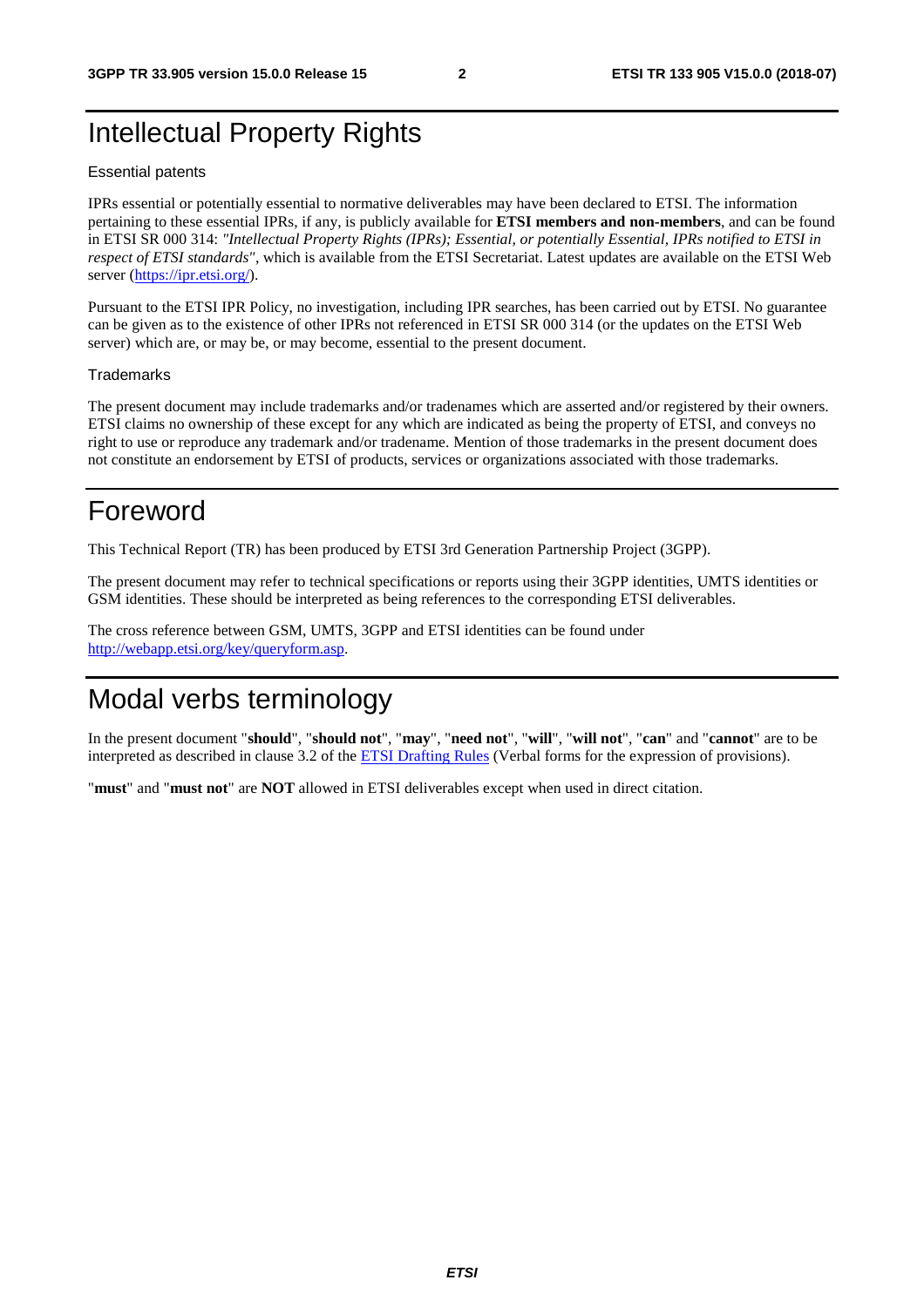# Intellectual Property Rights

## Essential patents

IPRs essential or potentially essential to normative deliverables may have been declared to ETSI. The information pertaining to these essential IPRs, if any, is publicly available for **ETSI members and non-members**, and can be found in ETSI SR 000 314: *"Intellectual Property Rights (IPRs); Essential, or potentially Essential, IPRs notified to ETSI in respect of ETSI standards"*, which is available from the ETSI Secretariat. Latest updates are available on the ETSI Web server (https://ipr.etsi.org/).

Pursuant to the ETSI IPR Policy, no investigation, including IPR searches, has been carried out by ETSI. No guarantee can be given as to the existence of other IPRs not referenced in ETSI SR 000 314 (or the updates on the ETSI Web server) which are, or may be, or may become, essential to the present document.

## Trademarks

The present document may include trademarks and/or tradenames which are asserted and/or registered by their owners. ETSI claims no ownership of these except for any which are indicated as being the property of ETSI, and conveys no right to use or reproduce any trademark and/or tradename. Mention of those trademarks in the present document does not constitute an endorsement by ETSI of products, services or organizations associated with those trademarks.

# Foreword

This Technical Report (TR) has been produced by ETSI 3rd Generation Partnership Project (3GPP).

The present document may refer to technical specifications or reports using their 3GPP identities, UMTS identities or GSM identities. These should be interpreted as being references to the corresponding ETSI deliverables.

The cross reference between GSM, UMTS, 3GPP and ETSI identities can be found under http://webapp.etsi.org/key/queryform.asp.

# Modal verbs terminology

In the present document "**should**", "**should not**", "**may**", "**need not**", "**will**", "**will not**", "**can**" and "**cannot**" are to be interpreted as described in clause 3.2 of the ETSI Drafting Rules (Verbal forms for the expression of provisions).

"**must**" and "**must not**" are **NOT** allowed in ETSI deliverables except when used in direct citation.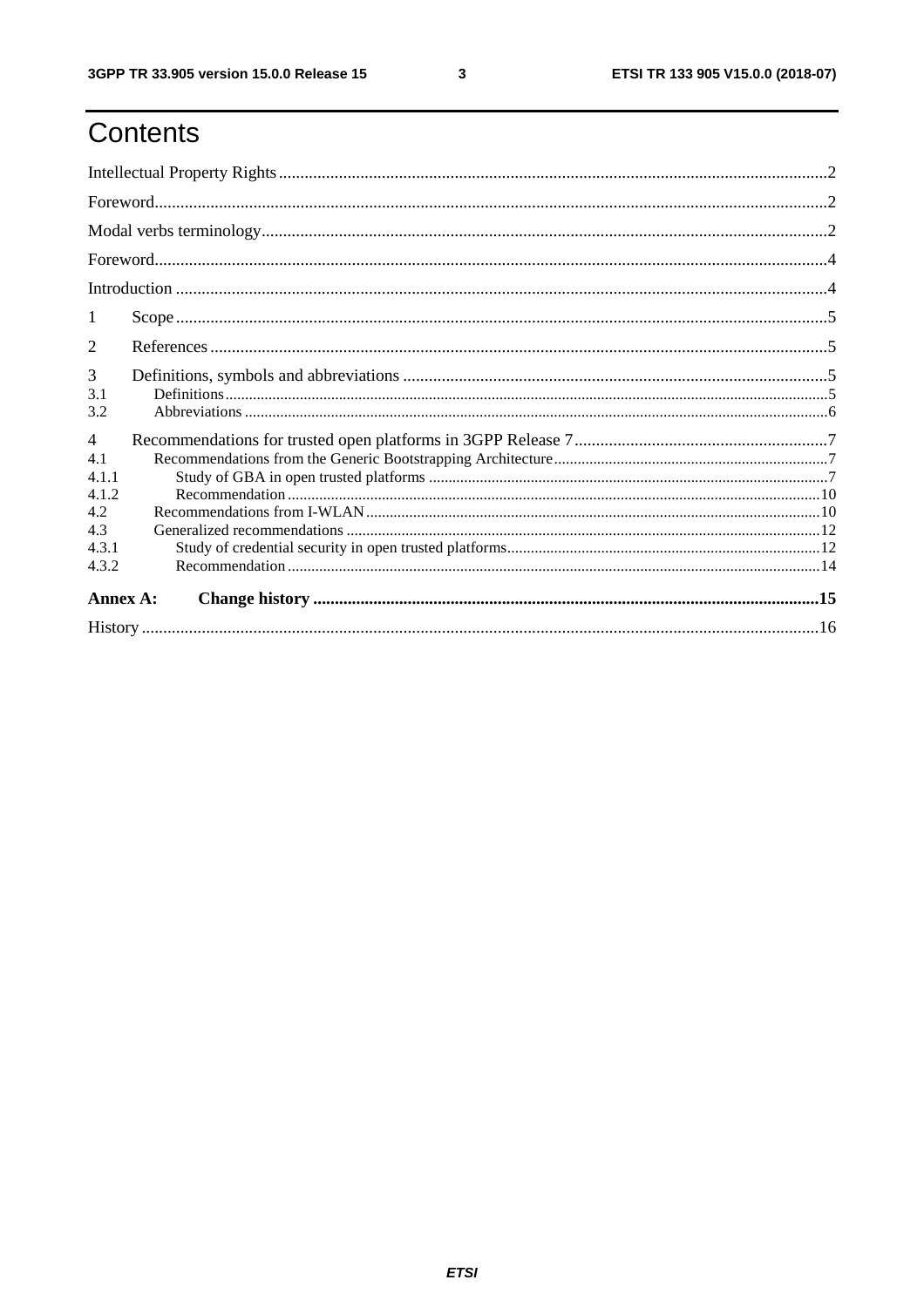# Contents

Intellectual Property Rights ..... 2

Foreword ..... 2

Modal verbs terminology ..... 2

Foreword ..... 4

Introduction ..... 4

1 Scope ..... 5

2 References ..... 5

3 Definitions, symbols and abbreviations ..... 5

3.1 Definitions ..... 5

3.2 Abbreviations ..... 6

4 Recommendations for trusted open platforms in 3GPP Release 7 ..... 7

4.1 Recommendations from the Generic Bootstrapping Architecture ..... 7

4.1.1 Study of GBA in open trusted platforms ..... 7

4.1.2 Recommendation ..... 10

4.2 Recommendations from I-WLAN ..... 10

4.3 Generalized recommendations ..... 12

4.3.1 Study of credential security in open trusted platforms ..... 12

4.3.2 Recommendation ..... 14

**Annex A: Change history ..... 15**

History ..... 16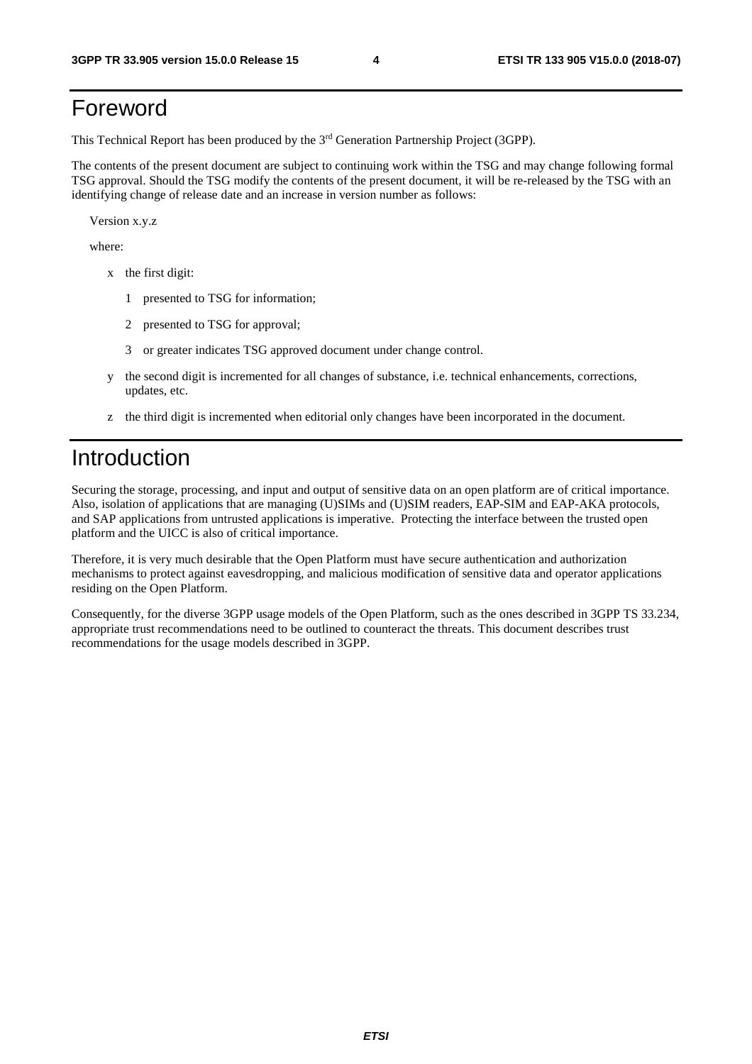# Foreword

This Technical Report has been produced by the 3rd Generation Partnership Project (3GPP).

The contents of the present document are subject to continuing work within the TSG and may change following formal TSG approval. Should the TSG modify the contents of the present document, it will be re-released by the TSG with an identifying change of release date and an increase in version number as follows:

Version x.y.z

where:

- x the first digit:
  - 1 presented to TSG for information;
  - 2 presented to TSG for approval;
  - 3 or greater indicates TSG approved document under change control.
- y the second digit is incremented for all changes of substance, i.e. technical enhancements, corrections, updates, etc.
- z the third digit is incremented when editorial only changes have been incorporated in the document.

# Introduction

Securing the storage, processing, and input and output of sensitive data on an open platform are of critical importance. Also, isolation of applications that are managing (U)SIMs and (U)SIM readers, EAP-SIM and EAP-AKA protocols, and SAP applications from untrusted applications is imperative. Protecting the interface between the trusted open platform and the UICC is also of critical importance.

Therefore, it is very much desirable that the Open Platform must have secure authentication and authorization mechanisms to protect against eavesdropping, and malicious modification of sensitive data and operator applications residing on the Open Platform.

Consequently, for the diverse 3GPP usage models of the Open Platform, such as the ones described in 3GPP TS 33.234, appropriate trust recommendations need to be outlined to counteract the threats. This document describes trust recommendations for the usage models described in 3GPP.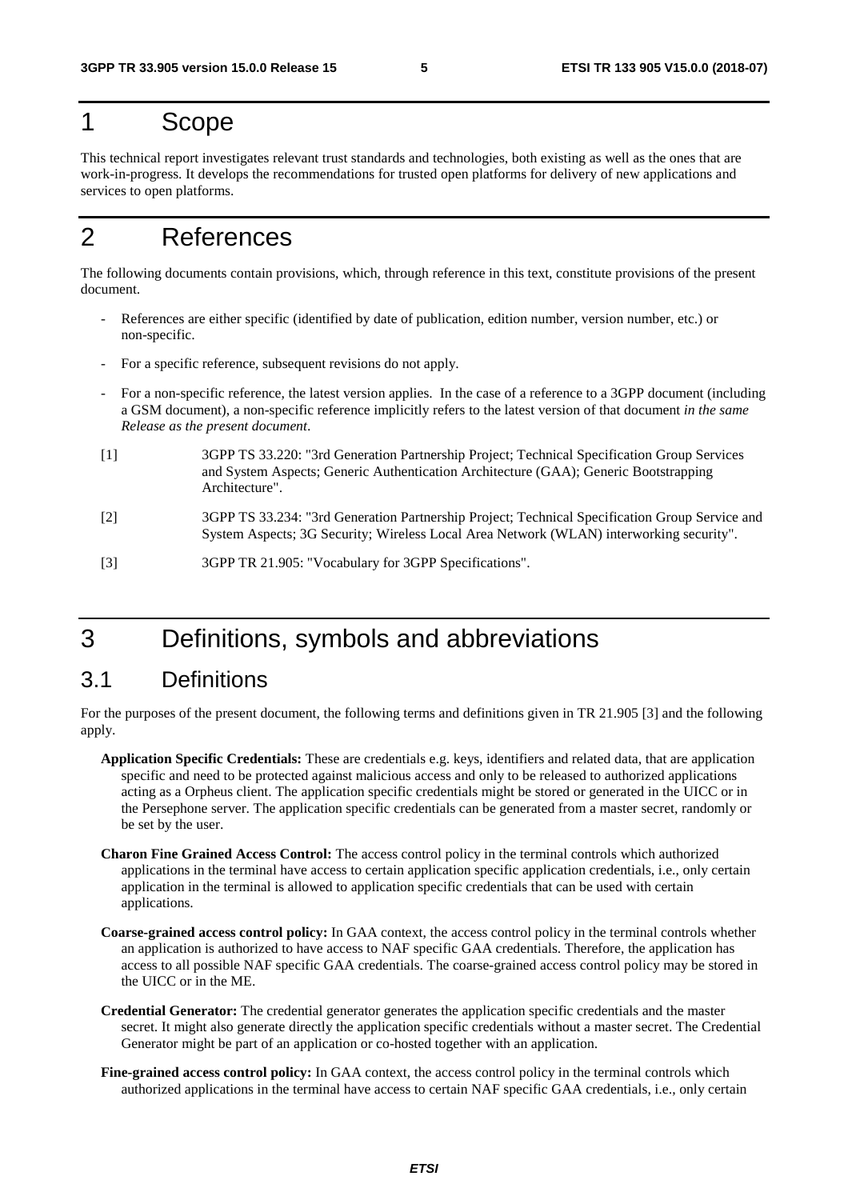# 1 Scope

This technical report investigates relevant trust standards and technologies, both existing as well as the ones that are work-in-progress. It develops the recommendations for trusted open platforms for delivery of new applications and services to open platforms.

# 2 References

The following documents contain provisions, which, through reference in this text, constitute provisions of the present document.

- References are either specific (identified by date of publication, edition number, version number, etc.) or non-specific.
- For a specific reference, subsequent revisions do not apply.
- For a non-specific reference, the latest version applies. In the case of a reference to a 3GPP document (including a GSM document), a non-specific reference implicitly refers to the latest version of that document *in the same Release as the present document*.

[1] 3GPP TS 33.220: "3rd Generation Partnership Project; Technical Specification Group Services and System Aspects; Generic Authentication Architecture (GAA); Generic Bootstrapping Architecture".

[2] 3GPP TS 33.234: "3rd Generation Partnership Project; Technical Specification Group Service and System Aspects; 3G Security; Wireless Local Area Network (WLAN) interworking security".

[3] 3GPP TR 21.905: "Vocabulary for 3GPP Specifications".

# 3 Definitions, symbols and abbreviations

## 3.1 Definitions

For the purposes of the present document, the following terms and definitions given in TR 21.905 [3] and the following apply.

**Application Specific Credentials:** These are credentials e.g. keys, identifiers and related data, that are application specific and need to be protected against malicious access and only to be released to authorized applications acting as a Orpheus client. The application specific credentials might be stored or generated in the UICC or in the Persephone server. The application specific credentials can be generated from a master secret, randomly or be set by the user.

**Charon Fine Grained Access Control:** The access control policy in the terminal controls which authorized applications in the terminal have access to certain application specific application credentials, i.e., only certain application in the terminal is allowed to application specific credentials that can be used with certain applications.

**Coarse-grained access control policy:** In GAA context, the access control policy in the terminal controls whether an application is authorized to have access to NAF specific GAA credentials. Therefore, the application has access to all possible NAF specific GAA credentials. The coarse-grained access control policy may be stored in the UICC or in the ME.

**Credential Generator:** The credential generator generates the application specific credentials and the master secret. It might also generate directly the application specific credentials without a master secret. The Credential Generator might be part of an application or co-hosted together with an application.

**Fine-grained access control policy:** In GAA context, the access control policy in the terminal controls which authorized applications in the terminal have access to certain NAF specific GAA credentials, i.e., only certain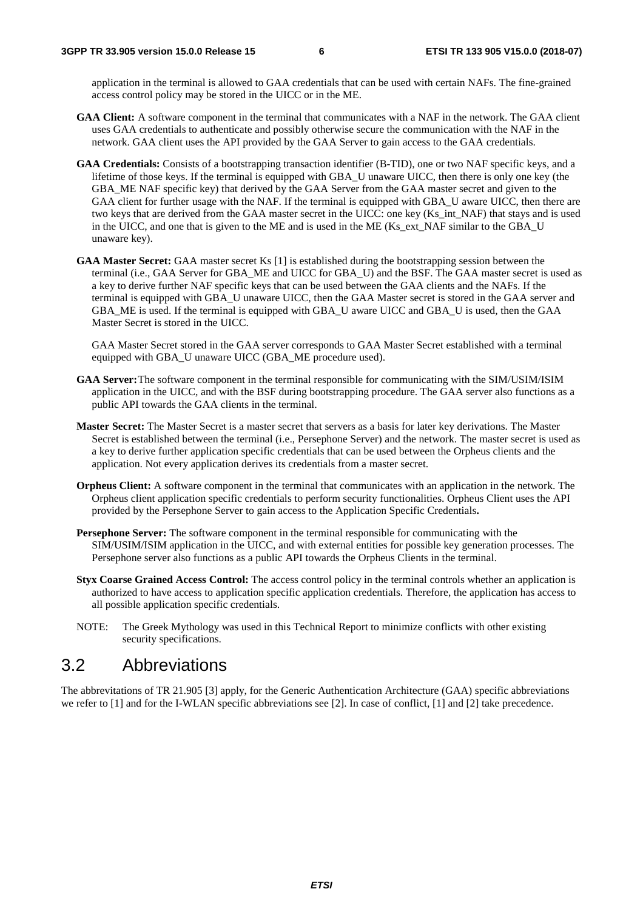application in the terminal is allowed to GAA credentials that can be used with certain NAFs. The fine-grained access control policy may be stored in the UICC or in the ME.

**GAA Client:** A software component in the terminal that communicates with a NAF in the network. The GAA client uses GAA credentials to authenticate and possibly otherwise secure the communication with the NAF in the network. GAA client uses the API provided by the GAA Server to gain access to the GAA credentials.

**GAA Credentials:** Consists of a bootstrapping transaction identifier (B-TID), one or two NAF specific keys, and a lifetime of those keys. If the terminal is equipped with GBA_U unaware UICC, then there is only one key (the GBA_ME NAF specific key) that derived by the GAA Server from the GAA master secret and given to the GAA client for further usage with the NAF. If the terminal is equipped with GBA_U aware UICC, then there are two keys that are derived from the GAA master secret in the UICC: one key (Ks_int_NAF) that stays and is used in the UICC, and one that is given to the ME and is used in the ME (Ks_ext_NAF similar to the GBA_U unaware key).

**GAA Master Secret:** GAA master secret Ks [1] is established during the bootstrapping session between the terminal (i.e., GAA Server for GBA_ME and UICC for GBA_U) and the BSF. The GAA master secret is used as a key to derive further NAF specific keys that can be used between the GAA clients and the NAFs. If the terminal is equipped with GBA_U unaware UICC, then the GAA Master secret is stored in the GAA server and GBA_ME is used. If the terminal is equipped with GBA_U aware UICC and GBA_U is used, then the GAA Master Secret is stored in the UICC.

GAA Master Secret stored in the GAA server corresponds to GAA Master Secret established with a terminal equipped with GBA_U unaware UICC (GBA_ME procedure used).

**GAA Server:** The software component in the terminal responsible for communicating with the SIM/USIM/ISIM application in the UICC, and with the BSF during bootstrapping procedure. The GAA server also functions as a public API towards the GAA clients in the terminal.

**Master Secret:** The Master Secret is a master secret that servers as a basis for later key derivations. The Master Secret is established between the terminal (i.e., Persephone Server) and the network. The master secret is used as a key to derive further application specific credentials that can be used between the Orpheus clients and the application. Not every application derives its credentials from a master secret.

**Orpheus Client:** A software component in the terminal that communicates with an application in the network. The Orpheus client application specific credentials to perform security functionalities. Orpheus Client uses the API provided by the Persephone Server to gain access to the Application Specific Credentials**.**

**Persephone Server:** The software component in the terminal responsible for communicating with the SIM/USIM/ISIM application in the UICC, and with external entities for possible key generation processes. The Persephone server also functions as a public API towards the Orpheus Clients in the terminal.

**Styx Coarse Grained Access Control:** The access control policy in the terminal controls whether an application is authorized to have access to application specific application credentials. Therefore, the application has access to all possible application specific credentials.

NOTE: The Greek Mythology was used in this Technical Report to minimize conflicts with other existing security specifications.

## 3.2 Abbreviations

The abbrevitations of TR 21.905 [3] apply, for the Generic Authentication Architecture (GAA) specific abbreviations we refer to [1] and for the I-WLAN specific abbreviations see [2]. In case of conflict, [1] and [2] take precedence.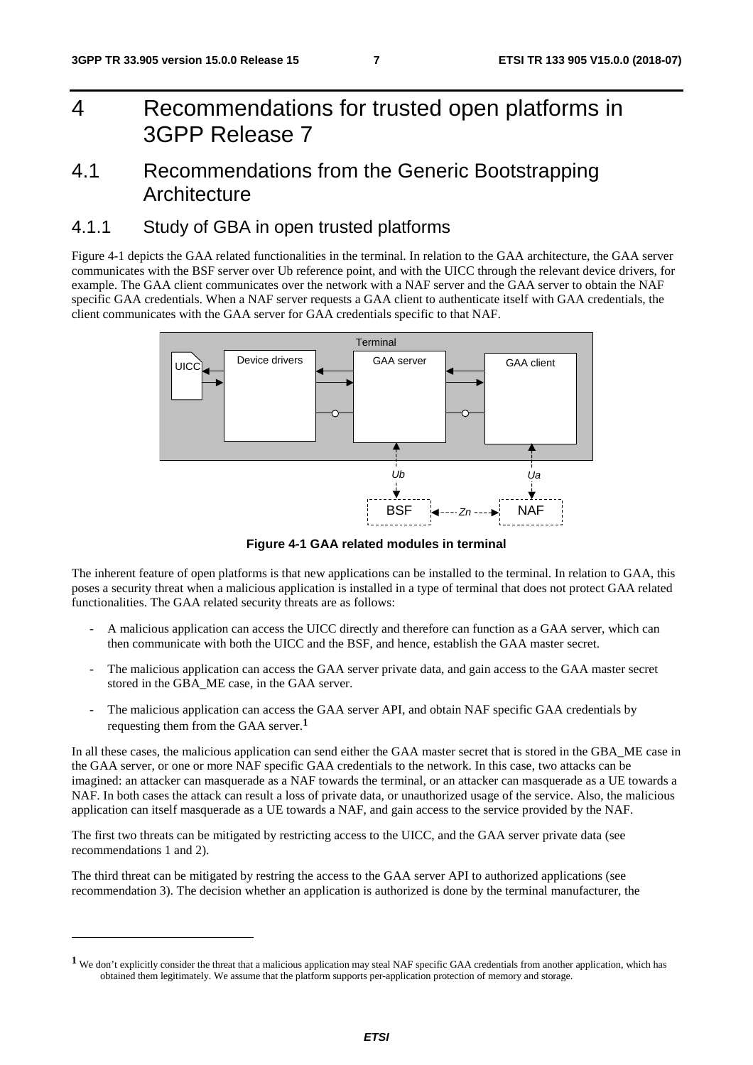# 4 Recommendations for trusted open platforms in 3GPP Release 7

## 4.1 Recommendations from the Generic Bootstrapping Architecture

### 4.1.1 Study of GBA in open trusted platforms

Figure 4-1 depicts the GAA related functionalities in the terminal. In relation to the GAA architecture, the GAA server communicates with the BSF server over Ub reference point, and with the UICC through the relevant device drivers, for example. The GAA client communicates over the network with a NAF server and the GAA server to obtain the NAF specific GAA credentials. When a NAF server requests a GAA client to authenticate itself with GAA credentials, the client communicates with the GAA server for GAA credentials specific to that NAF.

**Figure 4-1 GAA related modules in terminal**

The inherent feature of open platforms is that new applications can be installed to the terminal. In relation to GAA, this poses a security threat when a malicious application is installed in a type of terminal that does not protect GAA related functionalities. The GAA related security threats are as follows:

- A malicious application can access the UICC directly and therefore can function as a GAA server, which can then communicate with both the UICC and the BSF, and hence, establish the GAA master secret.
- The malicious application can access the GAA server private data, and gain access to the GAA master secret stored in the GBA_ME case, in the GAA server.
- The malicious application can access the GAA server API, and obtain NAF specific GAA credentials by requesting them from the GAA server.[1]

In all these cases, the malicious application can send either the GAA master secret that is stored in the GBA_ME case in the GAA server, or one or more NAF specific GAA credentials to the network. In this case, two attacks can be imagined: an attacker can masquerade as a NAF towards the terminal, or an attacker can masquerade as a UE towards a NAF. In both cases the attack can result a loss of private data, or unauthorized usage of the service. Also, the malicious application can itself masquerade as a UE towards a NAF, and gain access to the service provided by the NAF.

The first two threats can be mitigated by restricting access to the UICC, and the GAA server private data (see recommendations 1 and 2).

The third threat can be mitigated by restring the access to the GAA server API to authorized applications (see recommendation 3). The decision whether an application is authorized is done by the terminal manufacturer, the

[1] We don't explicitly consider the threat that a malicious application may steal NAF specific GAA credentials from another application, which has obtained them legitimately. We assume that the platform supports per-application protection of memory and storage.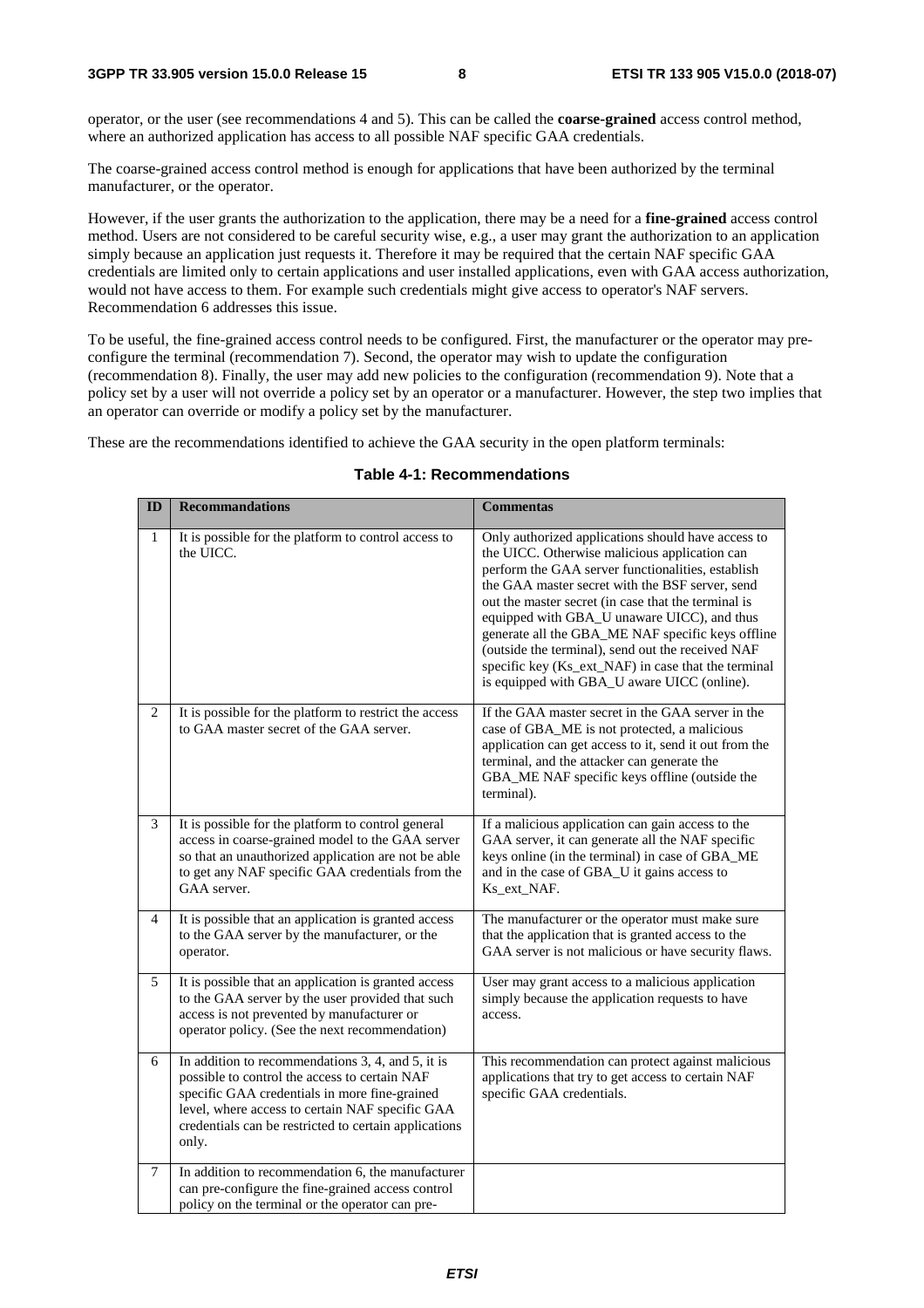operator, or the user (see recommendations 4 and 5). This can be called the **coarse-grained** access control method, where an authorized application has access to all possible NAF specific GAA credentials.

The coarse-grained access control method is enough for applications that have been authorized by the terminal manufacturer, or the operator.

However, if the user grants the authorization to the application, there may be a need for a **fine-grained** access control method. Users are not considered to be careful security wise, e.g., a user may grant the authorization to an application simply because an application just requests it. Therefore it may be required that the certain NAF specific GAA credentials are limited only to certain applications and user installed applications, even with GAA access authorization, would not have access to them. For example such credentials might give access to operator's NAF servers. Recommendation 6 addresses this issue.

To be useful, the fine-grained access control needs to be configured. First, the manufacturer or the operator may pre-configure the terminal (recommendation 7). Second, the operator may wish to update the configuration (recommendation 8). Finally, the user may add new policies to the configuration (recommendation 9). Note that a policy set by a user will not override a policy set by an operator or a manufacturer. However, the step two implies that an operator can override or modify a policy set by the manufacturer.

These are the recommendations identified to achieve the GAA security in the open platform terminals:

**Table 4-1: Recommendations**

| ID | Recommandations | Commentas |
|---|---|---|
| 1 | It is possible for the platform to control access to the UICC. | Only authorized applications should have access to the UICC. Otherwise malicious application can perform the GAA server functionalities, establish the GAA master secret with the BSF server, send out the master secret (in case that the terminal is equipped with GBA_U unaware UICC), and thus generate all the GBA_ME NAF specific keys offline (outside the terminal), send out the received NAF specific key (Ks_ext_NAF) in case that the terminal is equipped with GBA_U aware UICC (online). |
| 2 | It is possible for the platform to restrict the access to GAA master secret of the GAA server. | If the GAA master secret in the GAA server in the case of GBA_ME is not protected, a malicious application can get access to it, send it out from the terminal, and the attacker can generate the GBA_ME NAF specific keys offline (outside the terminal). |
| 3 | It is possible for the platform to control general access in coarse-grained model to the GAA server so that an unauthorized application are not be able to get any NAF specific GAA credentials from the GAA server. | If a malicious application can gain access to the GAA server, it can generate all the NAF specific keys online (in the terminal) in case of GBA_ME and in the case of GBA_U it gains access to Ks_ext_NAF. |
| 4 | It is possible that an application is granted access to the GAA server by the manufacturer, or the operator. | The manufacturer or the operator must make sure that the application that is granted access to the GAA server is not malicious or have security flaws. |
| 5 | It is possible that an application is granted access to the GAA server by the user provided that such access is not prevented by manufacturer or operator policy. (See the next recommendation) | User may grant access to a malicious application simply because the application requests to have access. |
| 6 | In addition to recommendations 3, 4, and 5, it is possible to control the access to certain NAF specific GAA credentials in more fine-grained level, where access to certain NAF specific GAA credentials can be restricted to certain applications only. | This recommendation can protect against malicious applications that try to get access to certain NAF specific GAA credentials. |
| 7 | In addition to recommendation 6, the manufacturer can pre-configure the fine-grained access control policy on the terminal or the operator can pre- | |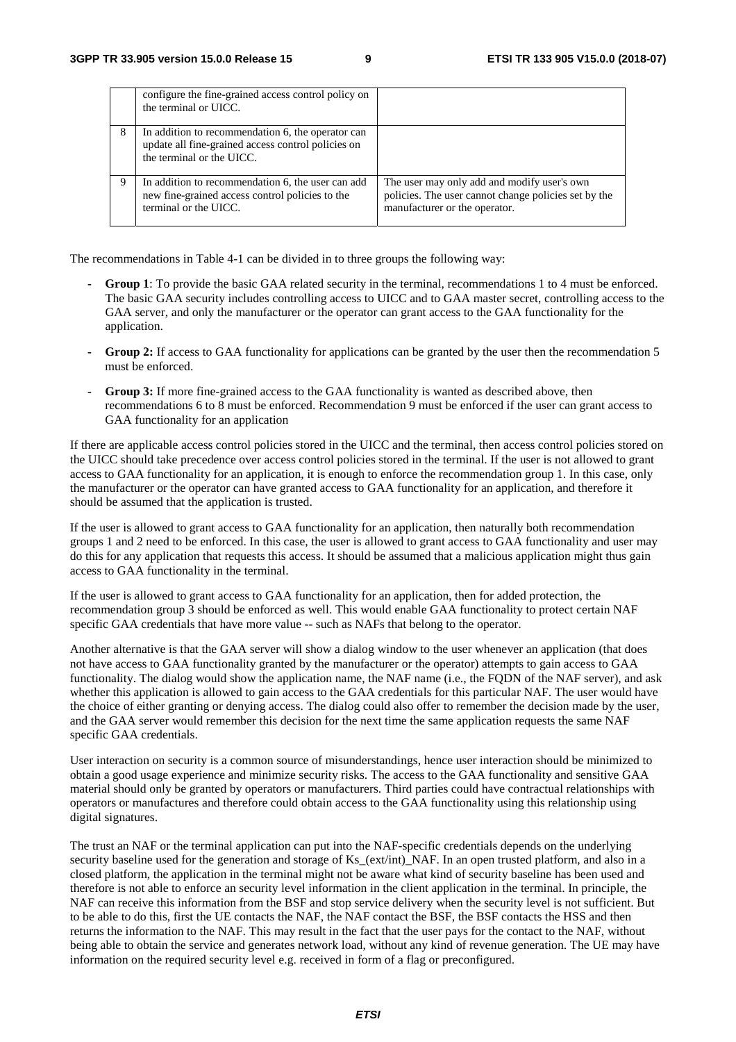|   | configure the fine-grained access control policy on the terminal or UICC. |   |
|---|---|---|
| 8 | In addition to recommendation 6, the operator can update all fine-grained access control policies on the terminal or the UICC. |   |
| 9 | In addition to recommendation 6, the user can add new fine-grained access control policies to the terminal or the UICC. | The user may only add and modify user's own policies. The user cannot change policies set by the manufacturer or the operator. |

The recommendations in Table 4-1 can be divided in to three groups the following way:

- **Group 1**: To provide the basic GAA related security in the terminal, recommendations 1 to 4 must be enforced. The basic GAA security includes controlling access to UICC and to GAA master secret, controlling access to the GAA server, and only the manufacturer or the operator can grant access to the GAA functionality for the application.
- **Group 2:** If access to GAA functionality for applications can be granted by the user then the recommendation 5 must be enforced.
- **Group 3:** If more fine-grained access to the GAA functionality is wanted as described above, then recommendations 6 to 8 must be enforced. Recommendation 9 must be enforced if the user can grant access to GAA functionality for an application

If there are applicable access control policies stored in the UICC and the terminal, then access control policies stored on the UICC should take precedence over access control policies stored in the terminal. If the user is not allowed to grant access to GAA functionality for an application, it is enough to enforce the recommendation group 1. In this case, only the manufacturer or the operator can have granted access to GAA functionality for an application, and therefore it should be assumed that the application is trusted.

If the user is allowed to grant access to GAA functionality for an application, then naturally both recommendation groups 1 and 2 need to be enforced. In this case, the user is allowed to grant access to GAA functionality and user may do this for any application that requests this access. It should be assumed that a malicious application might thus gain access to GAA functionality in the terminal.

If the user is allowed to grant access to GAA functionality for an application, then for added protection, the recommendation group 3 should be enforced as well. This would enable GAA functionality to protect certain NAF specific GAA credentials that have more value -- such as NAFs that belong to the operator.

Another alternative is that the GAA server will show a dialog window to the user whenever an application (that does not have access to GAA functionality granted by the manufacturer or the operator) attempts to gain access to GAA functionality. The dialog would show the application name, the NAF name (i.e., the FQDN of the NAF server), and ask whether this application is allowed to gain access to the GAA credentials for this particular NAF. The user would have the choice of either granting or denying access. The dialog could also offer to remember the decision made by the user, and the GAA server would remember this decision for the next time the same application requests the same NAF specific GAA credentials.

User interaction on security is a common source of misunderstandings, hence user interaction should be minimized to obtain a good usage experience and minimize security risks. The access to the GAA functionality and sensitive GAA material should only be granted by operators or manufacturers. Third parties could have contractual relationships with operators or manufactures and therefore could obtain access to the GAA functionality using this relationship using digital signatures.

The trust an NAF or the terminal application can put into the NAF-specific credentials depends on the underlying security baseline used for the generation and storage of Ks_(ext/int)_NAF. In an open trusted platform, and also in a closed platform, the application in the terminal might not be aware what kind of security baseline has been used and therefore is not able to enforce an security level information in the client application in the terminal. In principle, the NAF can receive this information from the BSF and stop service delivery when the security level is not sufficient. But to be able to do this, first the UE contacts the NAF, the NAF contact the BSF, the BSF contacts the HSS and then returns the information to the NAF. This may result in the fact that the user pays for the contact to the NAF, without being able to obtain the service and generates network load, without any kind of revenue generation. The UE may have information on the required security level e.g. received in form of a flag or preconfigured.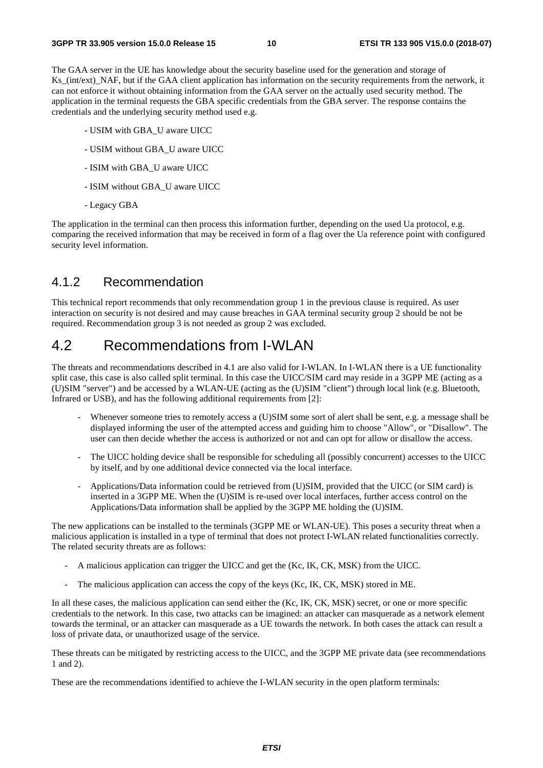The GAA server in the UE has knowledge about the security baseline used for the generation and storage of Ks_(int/ext)_NAF, but if the GAA client application has information on the security requirements from the network, it can not enforce it without obtaining information from the GAA server on the actually used security method. The application in the terminal requests the GBA specific credentials from the GBA server. The response contains the credentials and the underlying security method used e.g.

- USIM with GBA_U aware UICC
- USIM without GBA_U aware UICC
- ISIM with GBA_U aware UICC
- ISIM without GBA_U aware UICC
- Legacy GBA

The application in the terminal can then process this information further, depending on the used Ua protocol, e.g. comparing the received information that may be received in form of a flag over the Ua reference point with configured security level information.

### 4.1.2 Recommendation

This technical report recommends that only recommendation group 1 in the previous clause is required. As user interaction on security is not desired and may cause breaches in GAA terminal security group 2 should be not be required. Recommendation group 3 is not needed as group 2 was excluded.

## 4.2 Recommendations from I-WLAN

The threats and recommendations described in 4.1 are also valid for I-WLAN. In I-WLAN there is a UE functionality split case, this case is also called split terminal. In this case the UICC/SIM card may reside in a 3GPP ME (acting as a (U)SIM "server") and be accessed by a WLAN-UE (acting as the (U)SIM "client") through local link (e.g. Bluetooth, Infrared or USB), and has the following additional requirements from [2]:

- Whenever someone tries to remotely access a (U)SIM some sort of alert shall be sent, e.g. a message shall be displayed informing the user of the attempted access and guiding him to choose "Allow", or "Disallow". The user can then decide whether the access is authorized or not and can opt for allow or disallow the access.
- The UICC holding device shall be responsible for scheduling all (possibly concurrent) accesses to the UICC by itself, and by one additional device connected via the local interface.
- Applications/Data information could be retrieved from (U)SIM, provided that the UICC (or SIM card) is inserted in a 3GPP ME. When the (U)SIM is re-used over local interfaces, further access control on the Applications/Data information shall be applied by the 3GPP ME holding the (U)SIM.

The new applications can be installed to the terminals (3GPP ME or WLAN-UE). This poses a security threat when a malicious application is installed in a type of terminal that does not protect I-WLAN related functionalities correctly. The related security threats are as follows:

- A malicious application can trigger the UICC and get the (Kc, IK, CK, MSK) from the UICC.
- The malicious application can access the copy of the keys (Kc, IK, CK, MSK) stored in ME.

In all these cases, the malicious application can send either the (Kc, IK, CK, MSK) secret, or one or more specific credentials to the network. In this case, two attacks can be imagined: an attacker can masquerade as a network element towards the terminal, or an attacker can masquerade as a UE towards the network. In both cases the attack can result a loss of private data, or unauthorized usage of the service.

These threats can be mitigated by restricting access to the UICC, and the 3GPP ME private data (see recommendations 1 and 2).

These are the recommendations identified to achieve the I-WLAN security in the open platform terminals: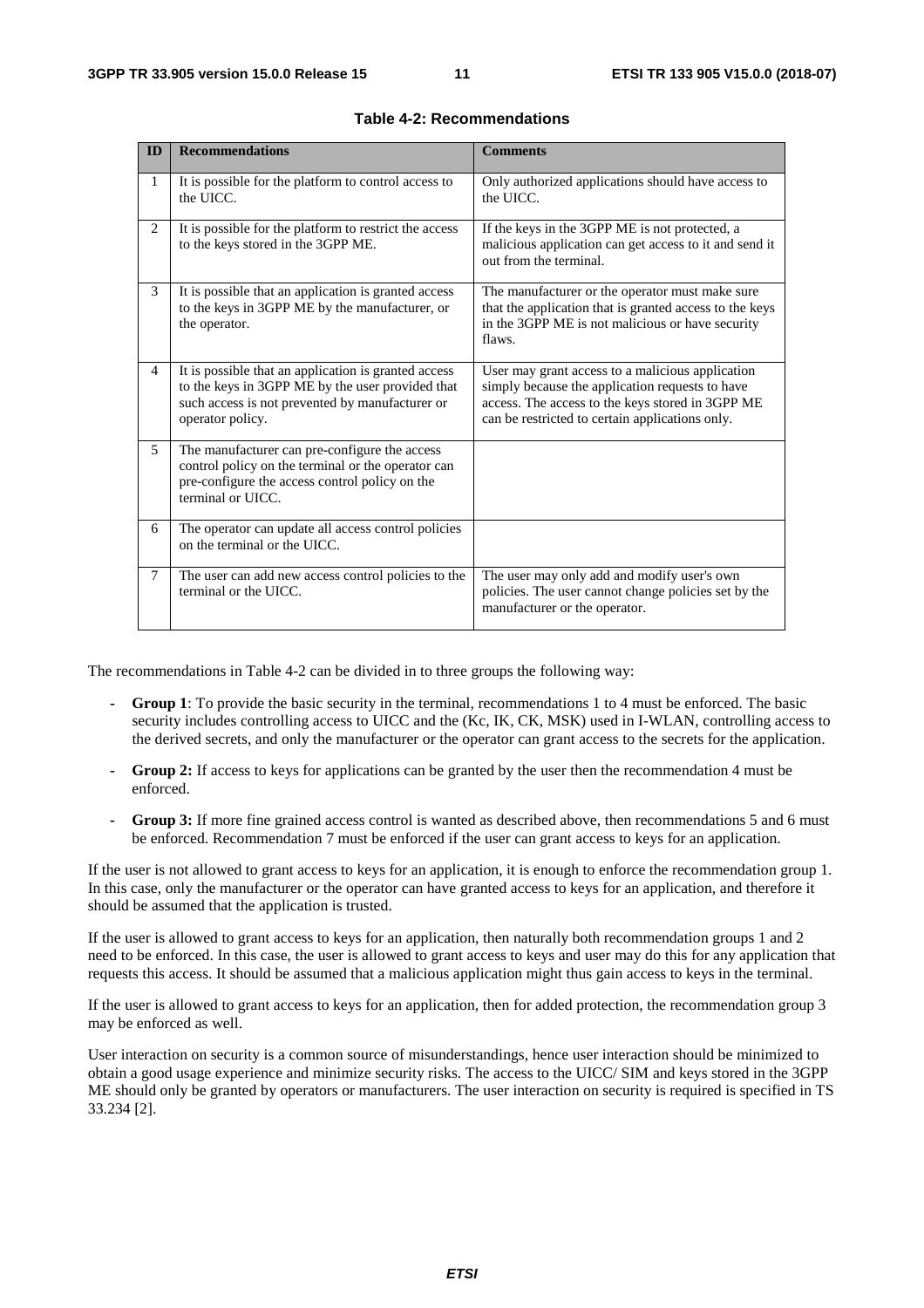**Table 4-2: Recommendations**

| ID | Recommendations | Comments |
|---|---|---|
| 1 | It is possible for the platform to control access to the UICC. | Only authorized applications should have access to the UICC. |
| 2 | It is possible for the platform to restrict the access to the keys stored in the 3GPP ME. | If the keys in the 3GPP ME is not protected, a malicious application can get access to it and send it out from the terminal. |
| 3 | It is possible that an application is granted access to the keys in 3GPP ME by the manufacturer, or the operator. | The manufacturer or the operator must make sure that the application that is granted access to the keys in the 3GPP ME is not malicious or have security flaws. |
| 4 | It is possible that an application is granted access to the keys in 3GPP ME by the user provided that such access is not prevented by manufacturer or operator policy. | User may grant access to a malicious application simply because the application requests to have access. The access to the keys stored in 3GPP ME can be restricted to certain applications only. |
| 5 | The manufacturer can pre-configure the access control policy on the terminal or the operator can pre-configure the access control policy on the terminal or UICC. | |
| 6 | The operator can update all access control policies on the terminal or the UICC. | |
| 7 | The user can add new access control policies to the terminal or the UICC. | The user may only add and modify user's own policies. The user cannot change policies set by the manufacturer or the operator. |

The recommendations in Table 4-2 can be divided in to three groups the following way:

- **Group 1**: To provide the basic security in the terminal, recommendations 1 to 4 must be enforced. The basic security includes controlling access to UICC and the (Kc, IK, CK, MSK) used in I-WLAN, controlling access to the derived secrets, and only the manufacturer or the operator can grant access to the secrets for the application.
- **Group 2:** If access to keys for applications can be granted by the user then the recommendation 4 must be enforced.
- **Group 3:** If more fine grained access control is wanted as described above, then recommendations 5 and 6 must be enforced. Recommendation 7 must be enforced if the user can grant access to keys for an application.

If the user is not allowed to grant access to keys for an application, it is enough to enforce the recommendation group 1. In this case, only the manufacturer or the operator can have granted access to keys for an application, and therefore it should be assumed that the application is trusted.

If the user is allowed to grant access to keys for an application, then naturally both recommendation groups 1 and 2 need to be enforced. In this case, the user is allowed to grant access to keys and user may do this for any application that requests this access. It should be assumed that a malicious application might thus gain access to keys in the terminal.

If the user is allowed to grant access to keys for an application, then for added protection, the recommendation group 3 may be enforced as well.

User interaction on security is a common source of misunderstandings, hence user interaction should be minimized to obtain a good usage experience and minimize security risks. The access to the UICC/ SIM and keys stored in the 3GPP ME should only be granted by operators or manufacturers. The user interaction on security is required is specified in TS 33.234 [2].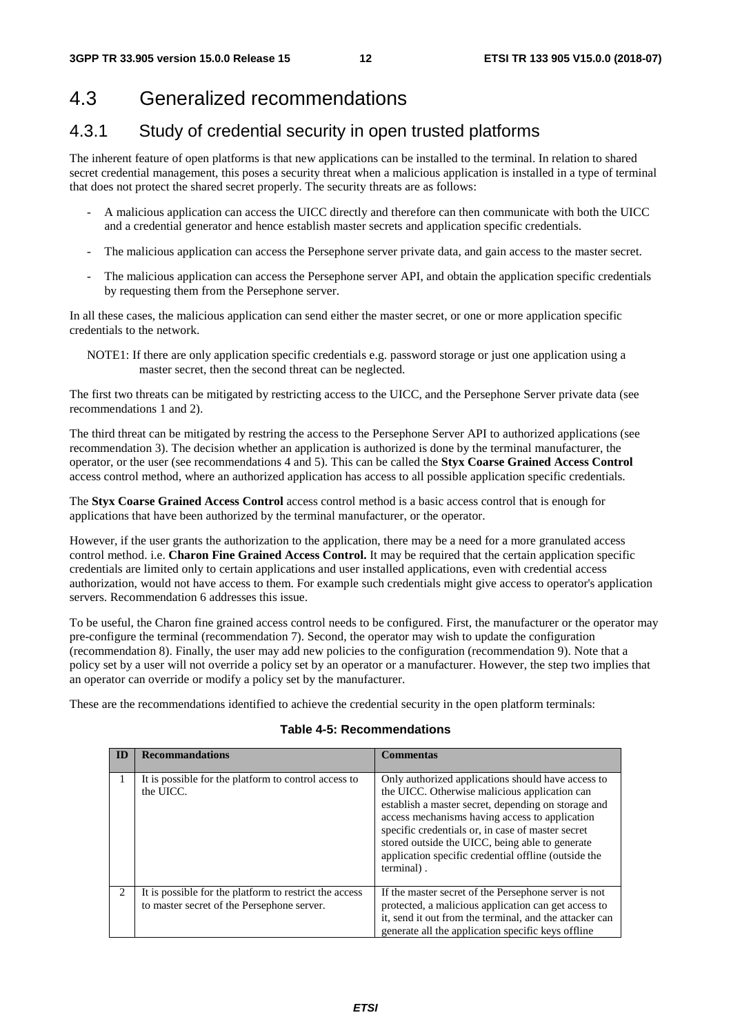## 4.3 Generalized recommendations

### 4.3.1 Study of credential security in open trusted platforms

The inherent feature of open platforms is that new applications can be installed to the terminal. In relation to shared secret credential management, this poses a security threat when a malicious application is installed in a type of terminal that does not protect the shared secret properly. The security threats are as follows:

- A malicious application can access the UICC directly and therefore can then communicate with both the UICC and a credential generator and hence establish master secrets and application specific credentials.
- The malicious application can access the Persephone server private data, and gain access to the master secret.
- The malicious application can access the Persephone server API, and obtain the application specific credentials by requesting them from the Persephone server.

In all these cases, the malicious application can send either the master secret, or one or more application specific credentials to the network.

NOTE1: If there are only application specific credentials e.g. password storage or just one application using a master secret, then the second threat can be neglected.

The first two threats can be mitigated by restricting access to the UICC, and the Persephone Server private data (see recommendations 1 and 2).

The third threat can be mitigated by restring the access to the Persephone Server API to authorized applications (see recommendation 3). The decision whether an application is authorized is done by the terminal manufacturer, the operator, or the user (see recommendations 4 and 5). This can be called the **Styx Coarse Grained Access Control** access control method, where an authorized application has access to all possible application specific credentials.

The **Styx Coarse Grained Access Control** access control method is a basic access control that is enough for applications that have been authorized by the terminal manufacturer, or the operator.

However, if the user grants the authorization to the application, there may be a need for a more granulated access control method. i.e. **Charon Fine Grained Access Control.** It may be required that the certain application specific credentials are limited only to certain applications and user installed applications, even with credential access authorization, would not have access to them. For example such credentials might give access to operator's application servers. Recommendation 6 addresses this issue.

To be useful, the Charon fine grained access control needs to be configured. First, the manufacturer or the operator may pre-configure the terminal (recommendation 7). Second, the operator may wish to update the configuration (recommendation 8). Finally, the user may add new policies to the configuration (recommendation 9). Note that a policy set by a user will not override a policy set by an operator or a manufacturer. However, the step two implies that an operator can override or modify a policy set by the manufacturer.

These are the recommendations identified to achieve the credential security in the open platform terminals:

**Table 4-5: Recommendations**

| ID | Recommandations | Commentas |
|---|---|---|
| 1 | It is possible for the platform to control access to the UICC. | Only authorized applications should have access to the UICC. Otherwise malicious application can establish a master secret, depending on storage and access mechanisms having access to application specific credentials or, in case of master secret stored outside the UICC, being able to generate application specific credential offline (outside the terminal) . |
| 2 | It is possible for the platform to restrict the access to master secret of the Persephone server. | If the master secret of the Persephone server is not protected, a malicious application can get access to it, send it out from the terminal, and the attacker can generate all the application specific keys offline |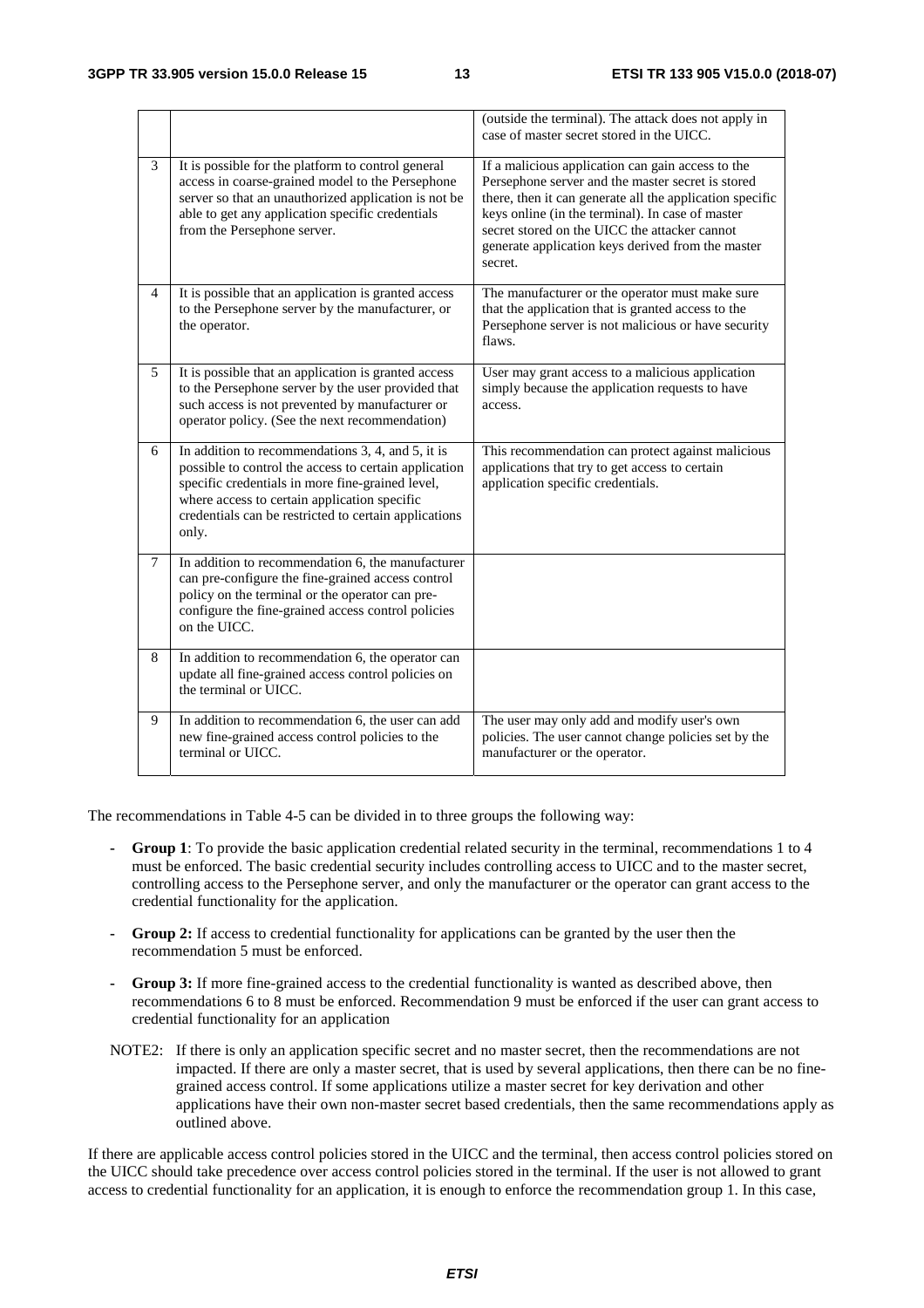| | | (outside the terminal). The attack does not apply in case of master secret stored in the UICC. |
|---|---|---|
| 3 | It is possible for the platform to control general access in coarse-grained model to the Persephone server so that an unauthorized application is not be able to get any application specific credentials from the Persephone server. | If a malicious application can gain access to the Persephone server and the master secret is stored there, then it can generate all the application specific keys online (in the terminal). In case of master secret stored on the UICC the attacker cannot generate application keys derived from the master secret. |
| 4 | It is possible that an application is granted access to the Persephone server by the manufacturer, or the operator. | The manufacturer or the operator must make sure that the application that is granted access to the Persephone server is not malicious or have security flaws. |
| 5 | It is possible that an application is granted access to the Persephone server by the user provided that such access is not prevented by manufacturer or operator policy. (See the next recommendation) | User may grant access to a malicious application simply because the application requests to have access. |
| 6 | In addition to recommendations 3, 4, and 5, it is possible to control the access to certain application specific credentials in more fine-grained level, where access to certain application specific credentials can be restricted to certain applications only. | This recommendation can protect against malicious applications that try to get access to certain application specific credentials. |
| 7 | In addition to recommendation 6, the manufacturer can pre-configure the fine-grained access control policy on the terminal or the operator can pre-configure the fine-grained access control policies on the UICC. | |
| 8 | In addition to recommendation 6, the operator can update all fine-grained access control policies on the terminal or UICC. | |
| 9 | In addition to recommendation 6, the user can add new fine-grained access control policies to the terminal or UICC. | The user may only add and modify user's own policies. The user cannot change policies set by the manufacturer or the operator. |

The recommendations in Table 4-5 can be divided in to three groups the following way:

- **Group 1**: To provide the basic application credential related security in the terminal, recommendations 1 to 4 must be enforced. The basic credential security includes controlling access to UICC and to the master secret, controlling access to the Persephone server, and only the manufacturer or the operator can grant access to the credential functionality for the application.
- **Group 2:** If access to credential functionality for applications can be granted by the user then the recommendation 5 must be enforced.
- **Group 3:** If more fine-grained access to the credential functionality is wanted as described above, then recommendations 6 to 8 must be enforced. Recommendation 9 must be enforced if the user can grant access to credential functionality for an application

NOTE2: If there is only an application specific secret and no master secret, then the recommendations are not impacted. If there are only a master secret, that is used by several applications, then there can be no fine-grained access control. If some applications utilize a master secret for key derivation and other applications have their own non-master secret based credentials, then the same recommendations apply as outlined above.

If there are applicable access control policies stored in the UICC and the terminal, then access control policies stored on the UICC should take precedence over access control policies stored in the terminal. If the user is not allowed to grant access to credential functionality for an application, it is enough to enforce the recommendation group 1. In this case,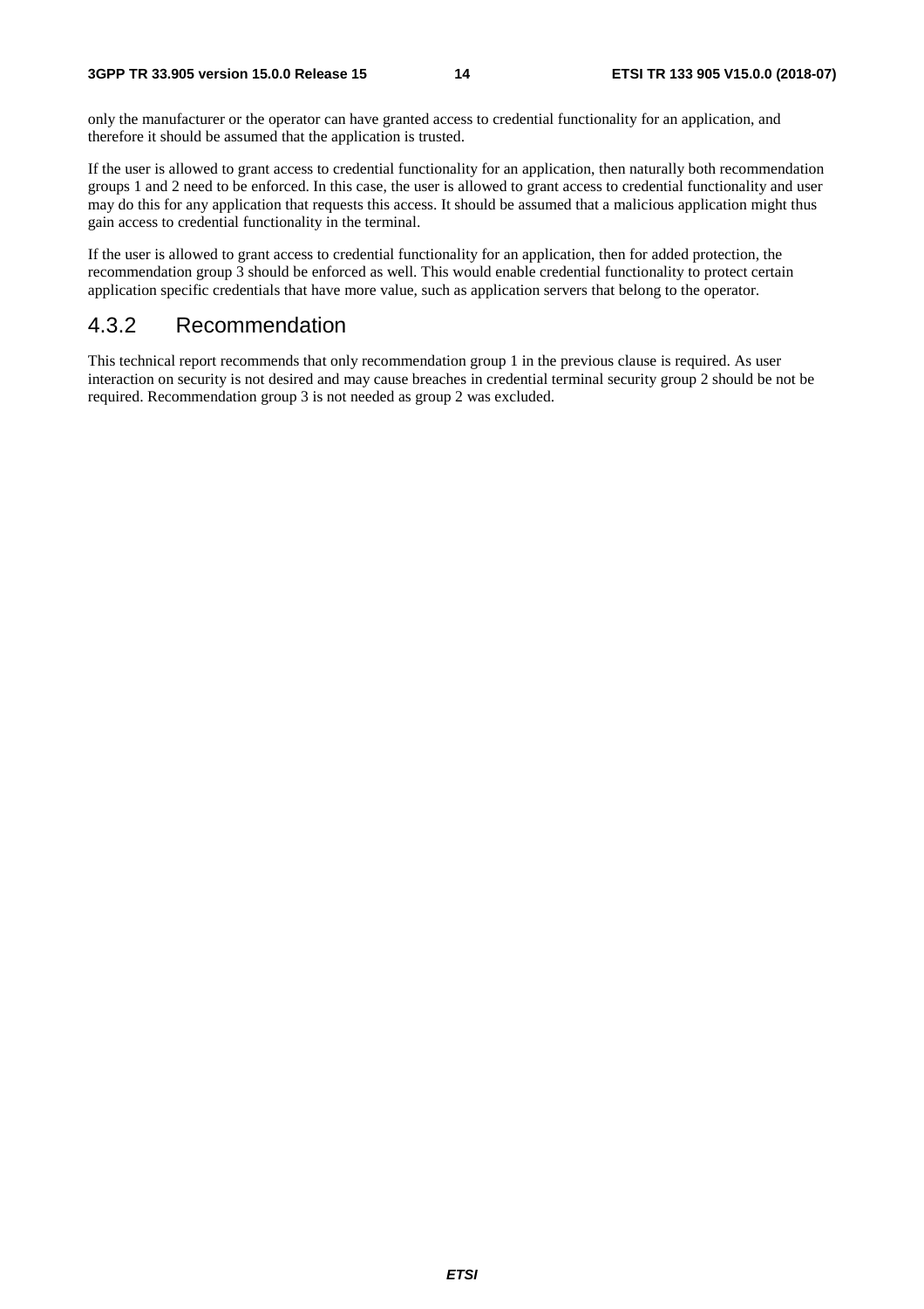only the manufacturer or the operator can have granted access to credential functionality for an application, and therefore it should be assumed that the application is trusted.

If the user is allowed to grant access to credential functionality for an application, then naturally both recommendation groups 1 and 2 need to be enforced. In this case, the user is allowed to grant access to credential functionality and user may do this for any application that requests this access. It should be assumed that a malicious application might thus gain access to credential functionality in the terminal.

If the user is allowed to grant access to credential functionality for an application, then for added protection, the recommendation group 3 should be enforced as well. This would enable credential functionality to protect certain application specific credentials that have more value, such as application servers that belong to the operator.

### 4.3.2 Recommendation

This technical report recommends that only recommendation group 1 in the previous clause is required. As user interaction on security is not desired and may cause breaches in credential terminal security group 2 should be not be required. Recommendation group 3 is not needed as group 2 was excluded.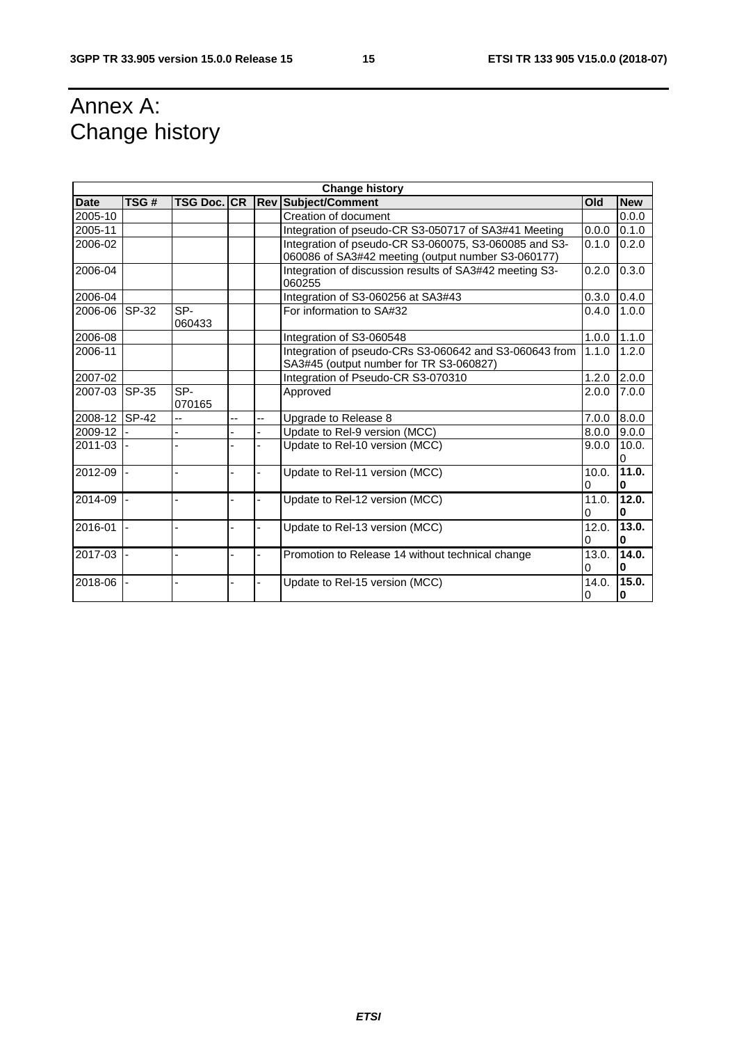# Annex A: Change history

| Change history | | | | | | | |
|---|---|---|---|---|---|---|---|
| **Date** | **TSG #** | **TSG Doc.** | **CR** | **Rev** | **Subject/Comment** | **Old** | **New** |
| 2005-10 | | | | | Creation of document | | 0.0.0 |
| 2005-11 | | | | | Integration of pseudo-CR S3-050717 of SA3#41 Meeting | 0.0.0 | 0.1.0 |
| 2006-02 | | | | | Integration of pseudo-CR S3-060075, S3-060085 and S3-060086 of SA3#42 meeting (output number S3-060177) | 0.1.0 | 0.2.0 |
| 2006-04 | | | | | Integration of discussion results of SA3#42 meeting S3-060255 | 0.2.0 | 0.3.0 |
| 2006-04 | | | | | Integration of S3-060256 at SA3#43 | 0.3.0 | 0.4.0 |
| 2006-06 | SP-32 | SP-060433 | | | For information to SA#32 | 0.4.0 | 1.0.0 |
| 2006-08 | | | | | Integration of S3-060548 | 1.0.0 | 1.1.0 |
| 2006-11 | | | | | Integration of pseudo-CRs S3-060642 and S3-060643 from SA3#45 (output number for TR S3-060827) | 1.1.0 | 1.2.0 |
| 2007-02 | | | | | Integration of Pseudo-CR S3-070310 | 1.2.0 | 2.0.0 |
| 2007-03 | SP-35 | SP-070165 | | | Approved | 2.0.0 | 7.0.0 |
| 2008-12 | SP-42 | -- | -- | -- | Upgrade to Release 8 | 7.0.0 | 8.0.0 |
| 2009-12 | - | - | - | - | Update to Rel-9 version (MCC) | 8.0.0 | 9.0.0 |
| 2011-03 | - | - | - | - | Update to Rel-10 version (MCC) | 9.0.0 | 10.0.0 |
| 2012-09 | - | - | - | - | Update to Rel-11 version (MCC) | 10.0.0 | **11.0.0** |
| 2014-09 | - | - | - | - | Update to Rel-12 version (MCC) | 11.0.0 | **12.0.0** |
| 2016-01 | - | - | - | - | Update to Rel-13 version (MCC) | 12.0.0 | **13.0.0** |
| 2017-03 | - | - | - | - | Promotion to Release 14 without technical change | 13.0.0 | **14.0.0** |
| 2018-06 | - | - | - | - | Update to Rel-15 version (MCC) | 14.0.0 | **15.0.0** |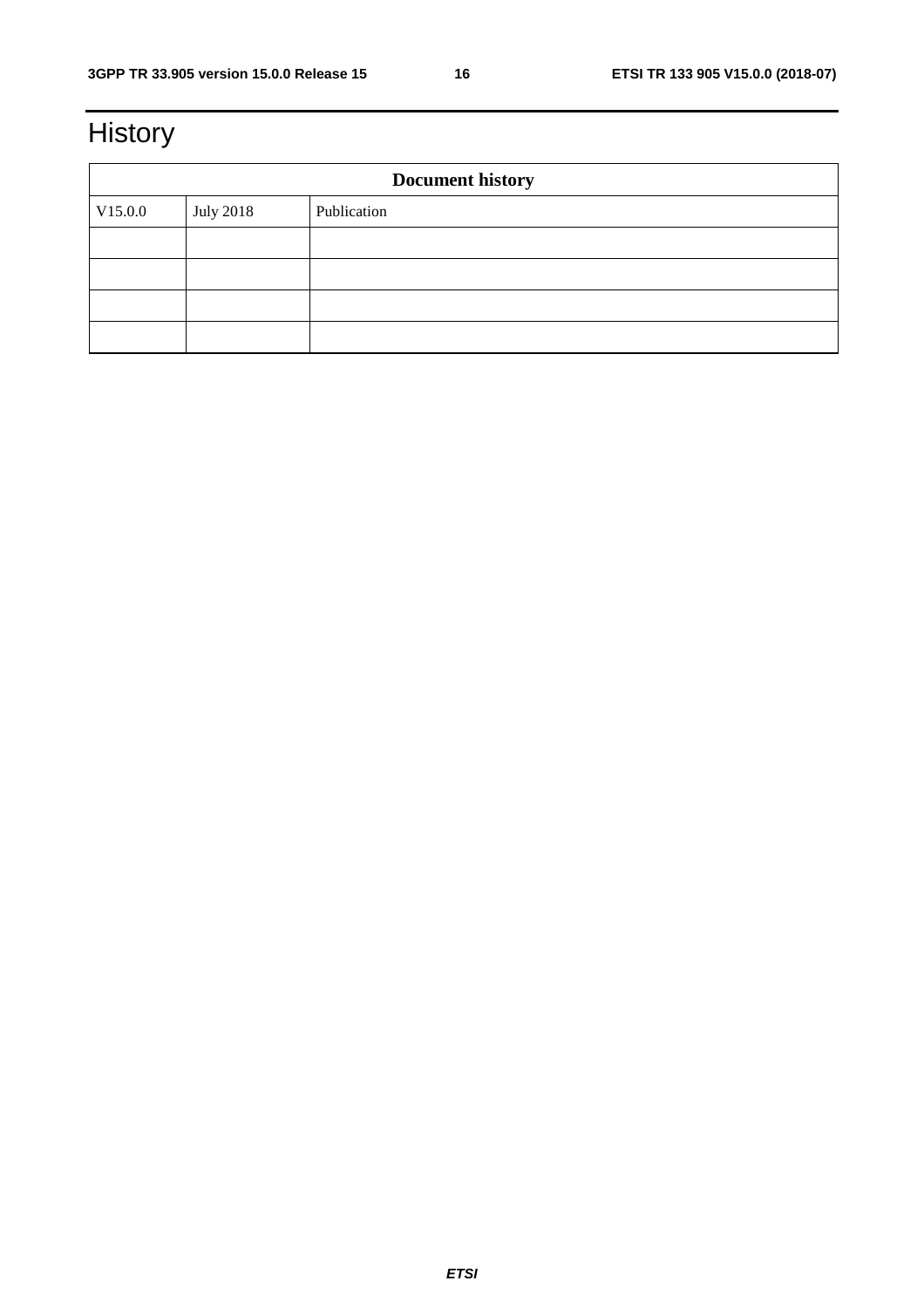# History

| Document history | | |
|---|---|---|
| V15.0.0 | July 2018 | Publication |
| | | |
| | | |
| | | |
| | | |